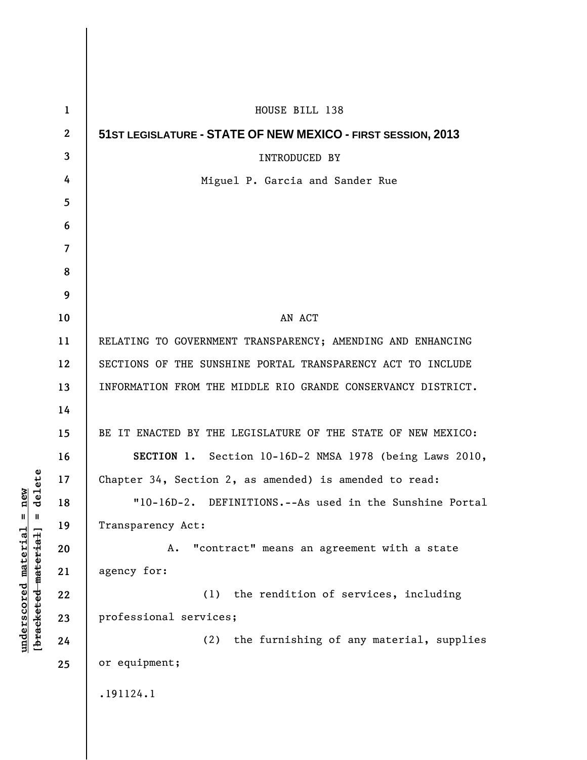HOUSE BILL 138

**51ST LEGISLATURE - STATE OF NEW MEXICO - FIRST SESSION, 2013**

INTRODUCED BY

Miguel P. Garcia and Sander Rue

AN ACT

RELATING TO GOVERNMENT TRANSPARENCY; AMENDING AND ENHANCING SECTIONS OF THE SUNSHINE PORTAL TRANSPARENCY ACT TO INCLUDE INFORMATION FROM THE MIDDLE RIO GRANDE CONSERVANCY DISTRICT.

BE IT ENACTED BY THE LEGISLATURE OF THE STATE OF NEW MEXICO:

**SECTION 1.** Section 10-16D-2 NMSA 1978 (being Laws 2010, Chapter 34, Section 2, as amended) is amended to read:

"10-16D-2. DEFINITIONS.--As used in the Sunshine Portal Transparency Act:

A. "contract" means an agreement with a state agency for:

(1) the rendition of services, including professional services;

(2) the furnishing of any material, supplies or equipment;

.191124.1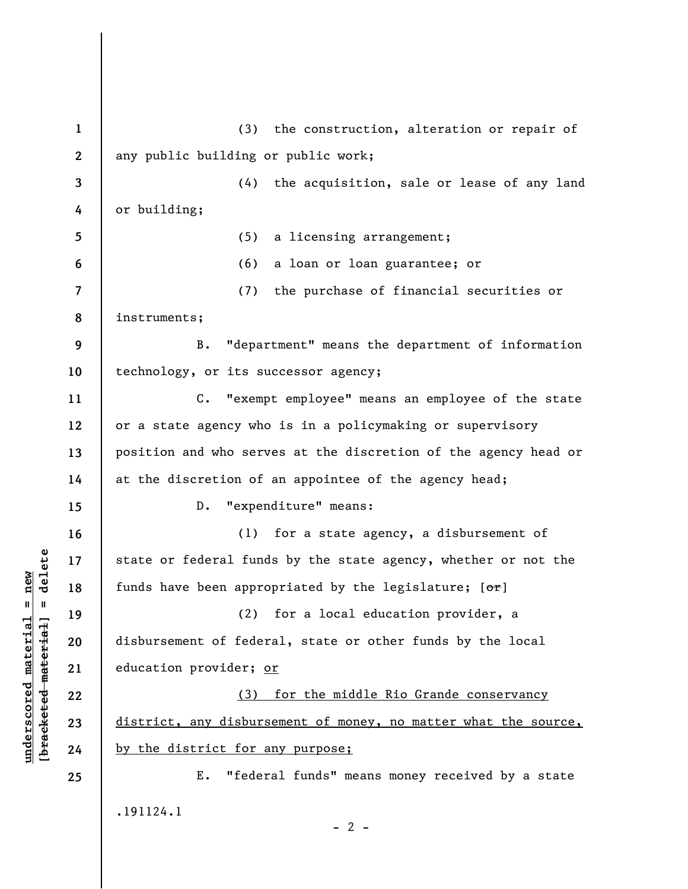(3) the construction, alteration or repair of any public building or public work;

(4) the acquisition, sale or lease of any land or building;

(5) a licensing arrangement;

(6) a loan or loan guarantee; or

(7) the purchase of financial securities or instruments;

B. "department" means the department of information technology, or its successor agency;

C. "exempt employee" means an employee of the state or a state agency who is in a policymaking or supervisory position and who serves at the discretion of the agency head or at the discretion of an appointee of the agency head;

D. "expenditure" means:

(1) for a state agency, a disbursement of state or federal funds by the state agency, whether or not the funds have been appropriated by the legislature; [~~or~~]

(2) for a local education provider, a disbursement of federal, state or other funds by the local education provider; <u>or</u>

<u>(3) for the middle Rio Grande conservancy district, any disbursement of money, no matter what the source, by the district for any purpose;</u>

E. "federal funds" means money received by a state

.191124.1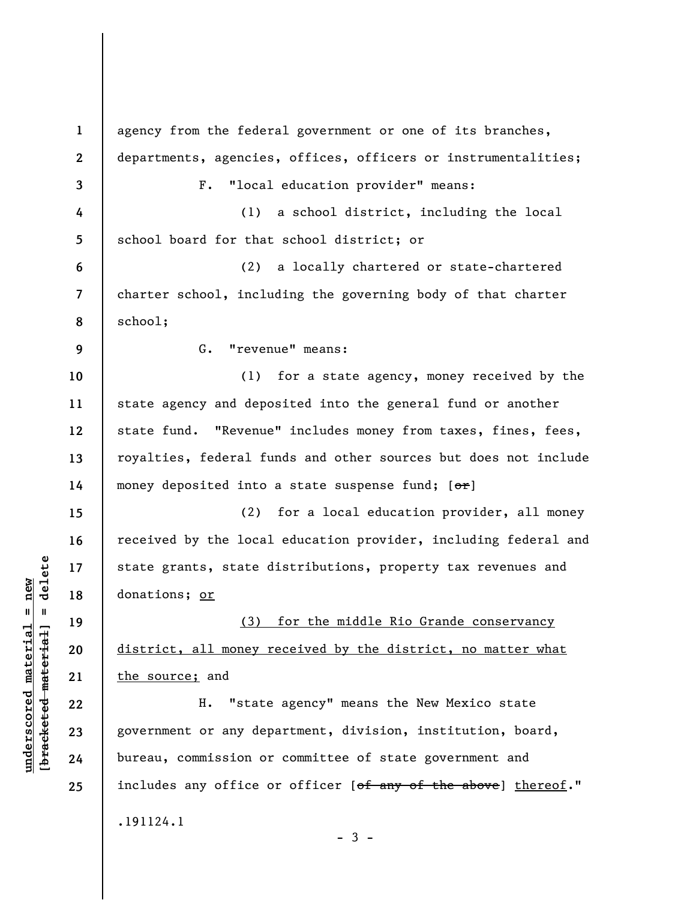agency from the federal government or one of its branches, departments, agencies, offices, officers or instrumentalities;

F. "local education provider" means:

(1) a school district, including the local school board for that school district; or

(2) a locally chartered or state-chartered charter school, including the governing body of that charter school;

G. "revenue" means:

(1) for a state agency, money received by the state agency and deposited into the general fund or another state fund. "Revenue" includes money from taxes, fines, fees, royalties, federal funds and other sources but does not include money deposited into a state suspense fund; [~~or~~]

(2) for a local education provider, all money received by the local education provider, including federal and state grants, state distributions, property tax revenues and donations; <u>or</u>

<u>(3) for the middle Rio Grande conservancy district, all money received by the district, no matter what the source;</u> and

H. "state agency" means the New Mexico state government or any department, division, institution, board, bureau, commission or committee of state government and includes any office or officer [~~of any of the above~~] <u>thereof</u>."

.191124.1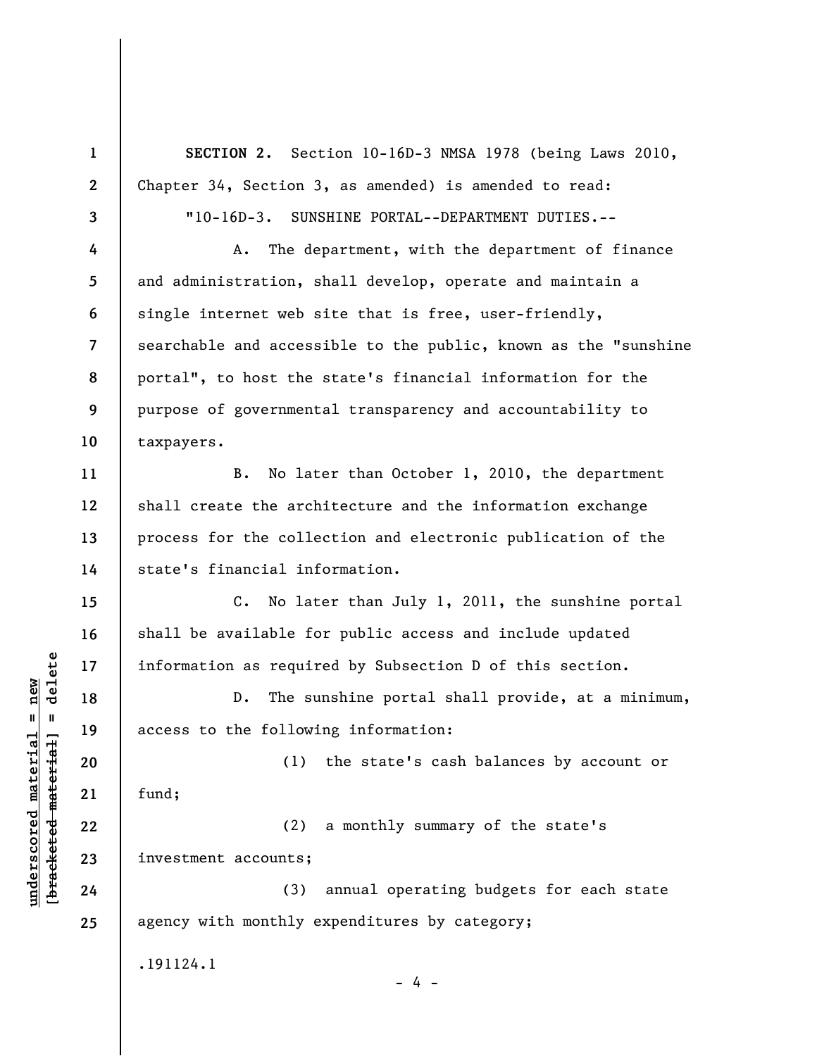**SECTION 2.** Section 10-16D-3 NMSA 1978 (being Laws 2010, Chapter 34, Section 3, as amended) is amended to read:

"10-16D-3. SUNSHINE PORTAL--DEPARTMENT DUTIES.--

A. The department, with the department of finance and administration, shall develop, operate and maintain a single internet web site that is free, user-friendly, searchable and accessible to the public, known as the "sunshine portal", to host the state's financial information for the purpose of governmental transparency and accountability to taxpayers.

B. No later than October 1, 2010, the department shall create the architecture and the information exchange process for the collection and electronic publication of the state's financial information.

C. No later than July 1, 2011, the sunshine portal shall be available for public access and include updated information as required by Subsection D of this section.

D. The sunshine portal shall provide, at a minimum, access to the following information:

(1) the state's cash balances by account or fund;

(2) a monthly summary of the state's investment accounts;

(3) annual operating budgets for each state agency with monthly expenditures by category;

.191124.1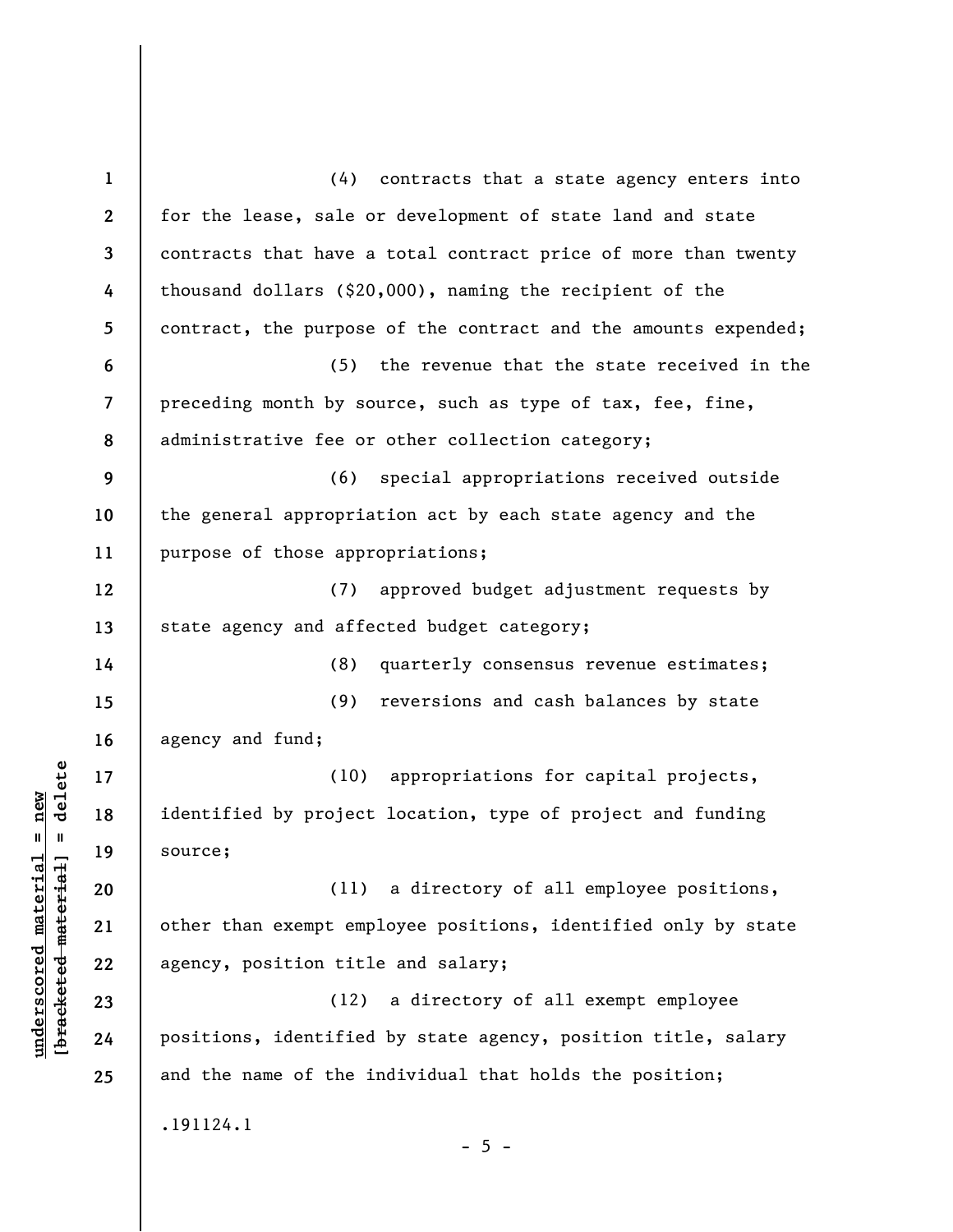(4) contracts that a state agency enters into for the lease, sale or development of state land and state contracts that have a total contract price of more than twenty thousand dollars ($20,000), naming the recipient of the contract, the purpose of the contract and the amounts expended;

(5) the revenue that the state received in the preceding month by source, such as type of tax, fee, fine, administrative fee or other collection category;

(6) special appropriations received outside the general appropriation act by each state agency and the purpose of those appropriations;

(7) approved budget adjustment requests by state agency and affected budget category;

(8) quarterly consensus revenue estimates;

(9) reversions and cash balances by state agency and fund;

(10) appropriations for capital projects, identified by project location, type of project and funding source;

(11) a directory of all employee positions, other than exempt employee positions, identified only by state agency, position title and salary;

(12) a directory of all exempt employee positions, identified by state agency, position title, salary and the name of the individual that holds the position;

.191124.1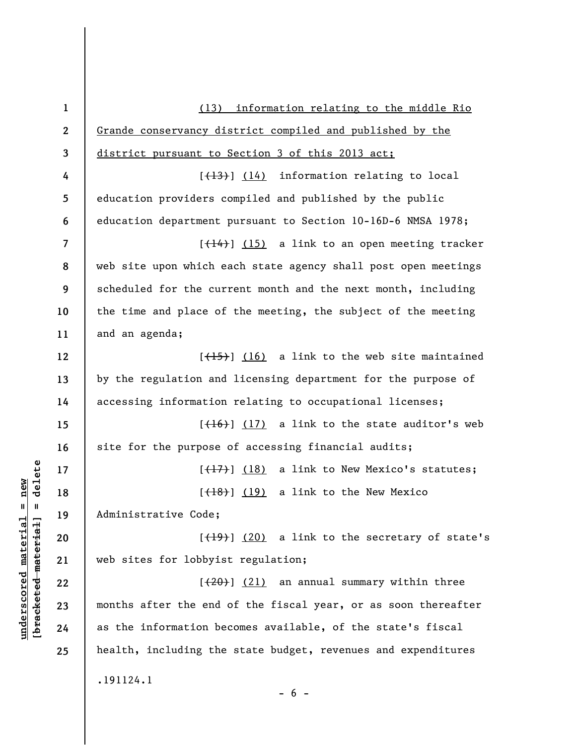(13) information relating to the middle Rio Grande conservancy district compiled and published by the district pursuant to Section 3 of this 2013 act;

[~~(13)~~] (14) information relating to local education providers compiled and published by the public education department pursuant to Section 10-16D-6 NMSA 1978;

[~~(14)~~] (15) a link to an open meeting tracker web site upon which each state agency shall post open meetings scheduled for the current month and the next month, including the time and place of the meeting, the subject of the meeting and an agenda;

[~~(15)~~] (16) a link to the web site maintained by the regulation and licensing department for the purpose of accessing information relating to occupational licenses;

[~~(16)~~] (17) a link to the state auditor's web site for the purpose of accessing financial audits;

[~~(17)~~] (18) a link to New Mexico's statutes;

[~~(18)~~] (19) a link to the New Mexico Administrative Code;

[~~(19)~~] (20) a link to the secretary of state's web sites for lobbyist regulation;

[~~(20)~~] (21) an annual summary within three months after the end of the fiscal year, or as soon thereafter as the information becomes available, of the state's fiscal health, including the state budget, revenues and expenditures

.191124.1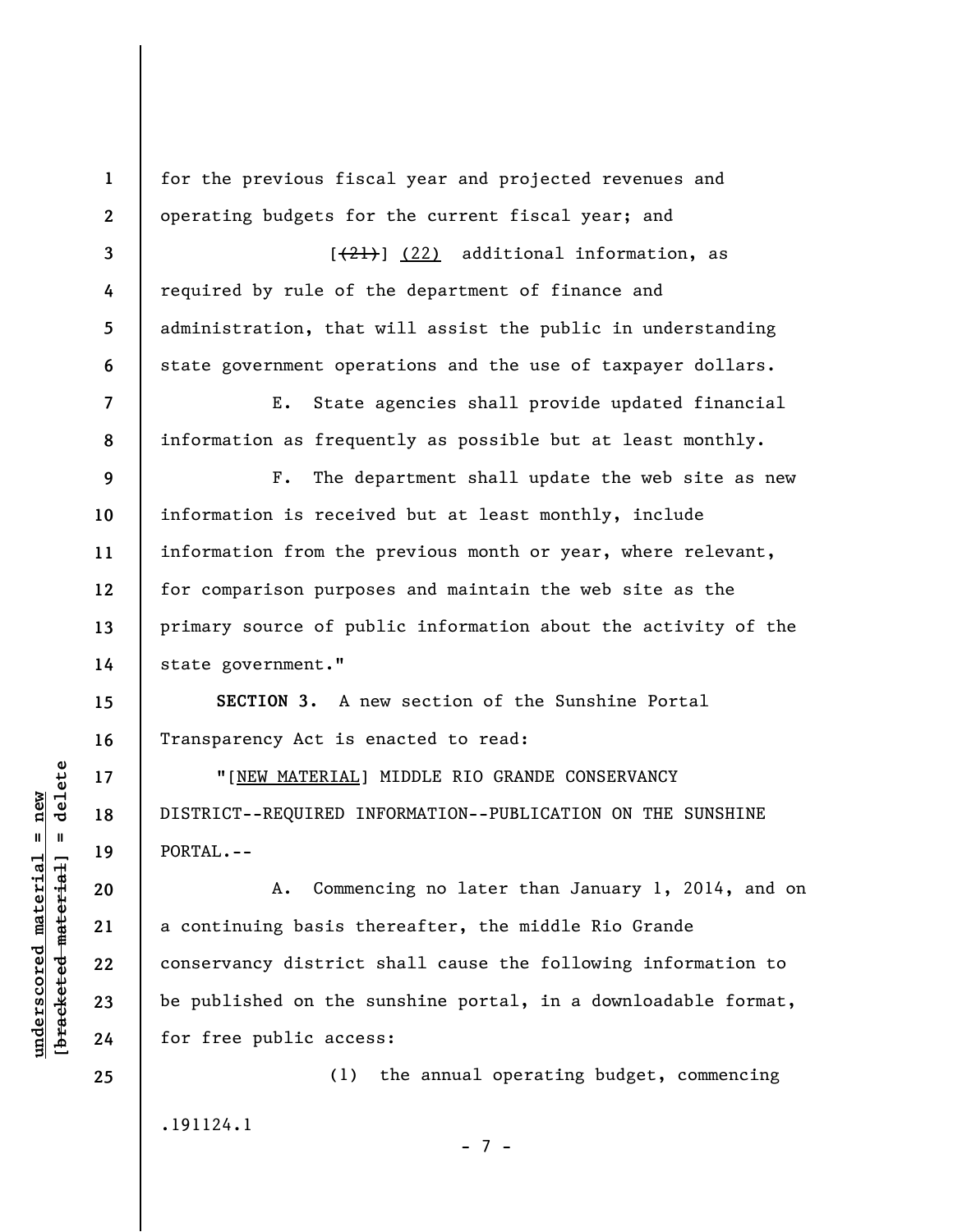for the previous fiscal year and projected revenues and operating budgets for the current fiscal year; and

[~~(21)~~] (22) additional information, as required by rule of the department of finance and administration, that will assist the public in understanding state government operations and the use of taxpayer dollars.

E. State agencies shall provide updated financial information as frequently as possible but at least monthly.

F. The department shall update the web site as new information is received but at least monthly, include information from the previous month or year, where relevant, for comparison purposes and maintain the web site as the primary source of public information about the activity of the state government."

**SECTION 3.** A new section of the Sunshine Portal Transparency Act is enacted to read:

"[NEW MATERIAL] MIDDLE RIO GRANDE CONSERVANCY DISTRICT--REQUIRED INFORMATION--PUBLICATION ON THE SUNSHINE PORTAL.--

A. Commencing no later than January 1, 2014, and on a continuing basis thereafter, the middle Rio Grande conservancy district shall cause the following information to be published on the sunshine portal, in a downloadable format, for free public access:

(1) the annual operating budget, commencing

.191124.1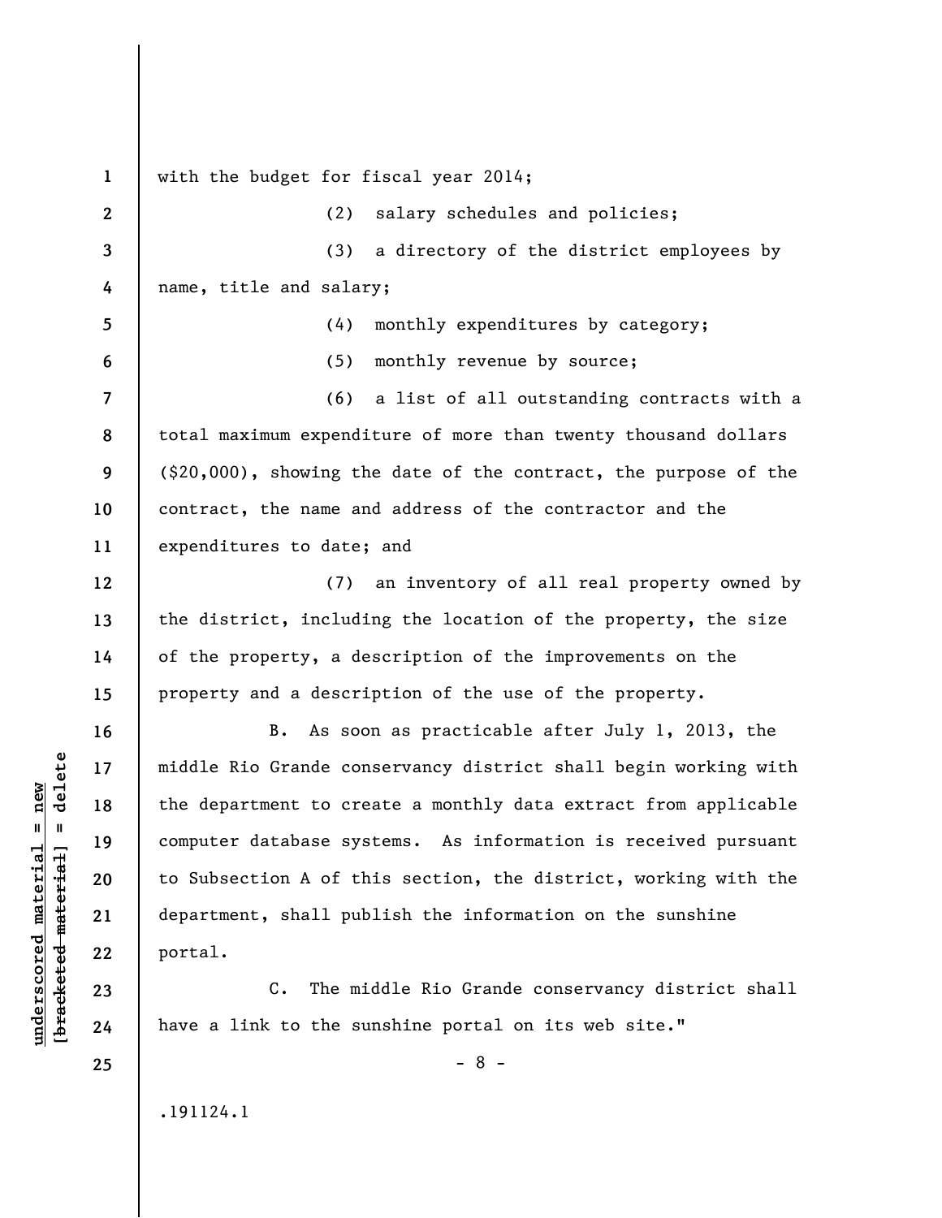with the budget for fiscal year 2014;

(2) salary schedules and policies;

(3) a directory of the district employees by name, title and salary;

(4) monthly expenditures by category;

(5) monthly revenue by source;

(6) a list of all outstanding contracts with a total maximum expenditure of more than twenty thousand dollars ($20,000), showing the date of the contract, the purpose of the contract, the name and address of the contractor and the expenditures to date; and

(7) an inventory of all real property owned by the district, including the location of the property, the size of the property, a description of the improvements on the property and a description of the use of the property.

B. As soon as practicable after July 1, 2013, the middle Rio Grande conservancy district shall begin working with the department to create a monthly data extract from applicable computer database systems. As information is received pursuant to Subsection A of this section, the district, working with the department, shall publish the information on the sunshine portal.

C. The middle Rio Grande conservancy district shall have a link to the sunshine portal on its web site."

.191124.1